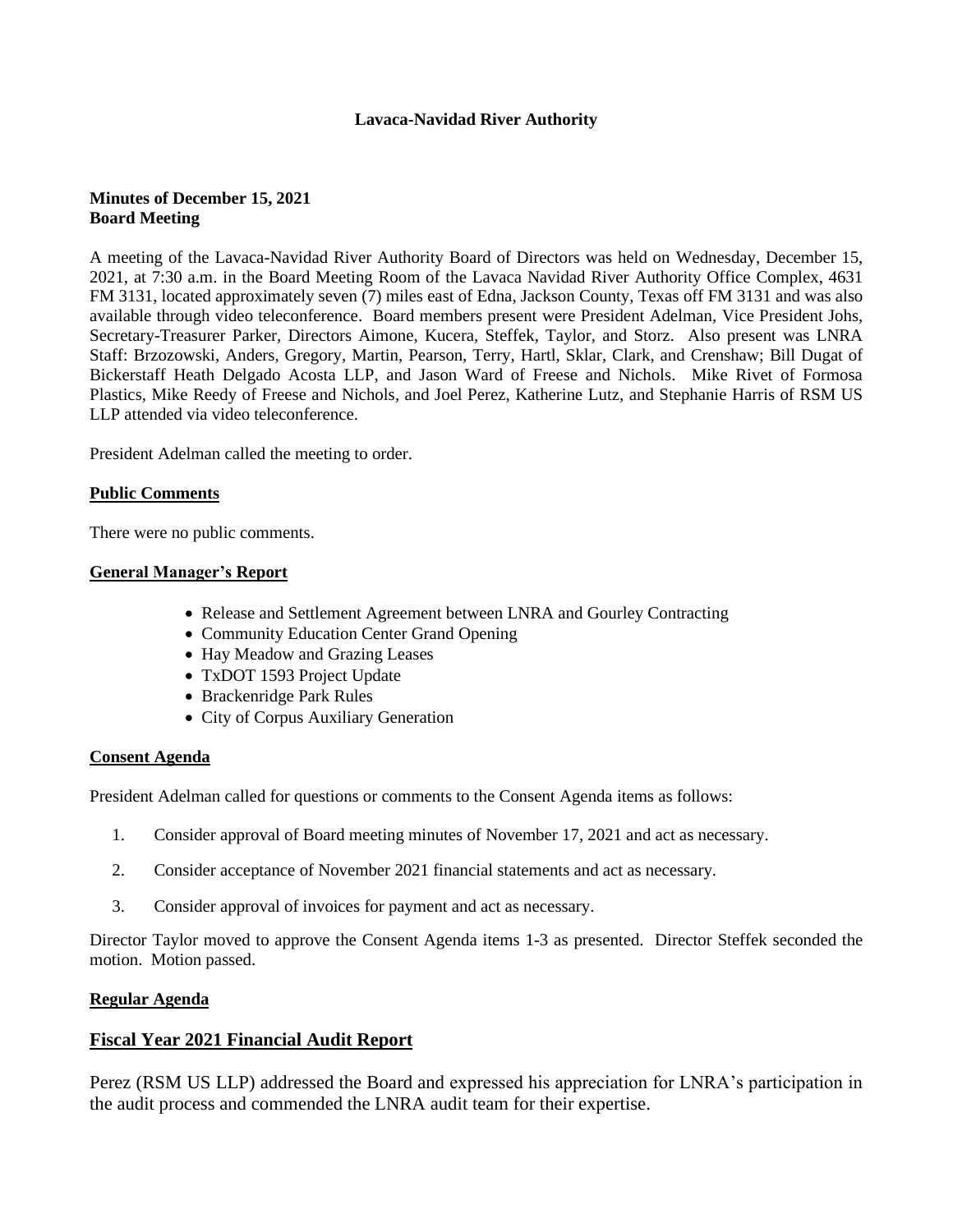# Lavaca-Navidad River Authority

**Minutes of December 15, 2021**
**Board Meeting**

A meeting of the Lavaca-Navidad River Authority Board of Directors was held on Wednesday, December 15, 2021, at 7:30 a.m. in the Board Meeting Room of the Lavaca Navidad River Authority Office Complex, 4631 FM 3131, located approximately seven (7) miles east of Edna, Jackson County, Texas off FM 3131 and was also available through video teleconference. Board members present were President Adelman, Vice President Johs, Secretary-Treasurer Parker, Directors Aimone, Kucera, Steffek, Taylor, and Storz. Also present was LNRA Staff: Brzozowski, Anders, Gregory, Martin, Pearson, Terry, Hartl, Sklar, Clark, and Crenshaw; Bill Dugat of Bickerstaff Heath Delgado Acosta LLP, and Jason Ward of Freese and Nichols. Mike Rivet of Formosa Plastics, Mike Reedy of Freese and Nichols, and Joel Perez, Katherine Lutz, and Stephanie Harris of RSM US LLP attended via video teleconference.

President Adelman called the meeting to order.

## Public Comments

There were no public comments.

## General Manager's Report

- Release and Settlement Agreement between LNRA and Gourley Contracting
- Community Education Center Grand Opening
- Hay Meadow and Grazing Leases
- TxDOT 1593 Project Update
- Brackenridge Park Rules
- City of Corpus Auxiliary Generation

## Consent Agenda

President Adelman called for questions or comments to the Consent Agenda items as follows:

1. Consider approval of Board meeting minutes of November 17, 2021 and act as necessary.
2. Consider acceptance of November 2021 financial statements and act as necessary.
3. Consider approval of invoices for payment and act as necessary.

Director Taylor moved to approve the Consent Agenda items 1-3 as presented. Director Steffek seconded the motion. Motion passed.

## Regular Agenda

## Fiscal Year 2021 Financial Audit Report

Perez (RSM US LLP) addressed the Board and expressed his appreciation for LNRA's participation in the audit process and commended the LNRA audit team for their expertise.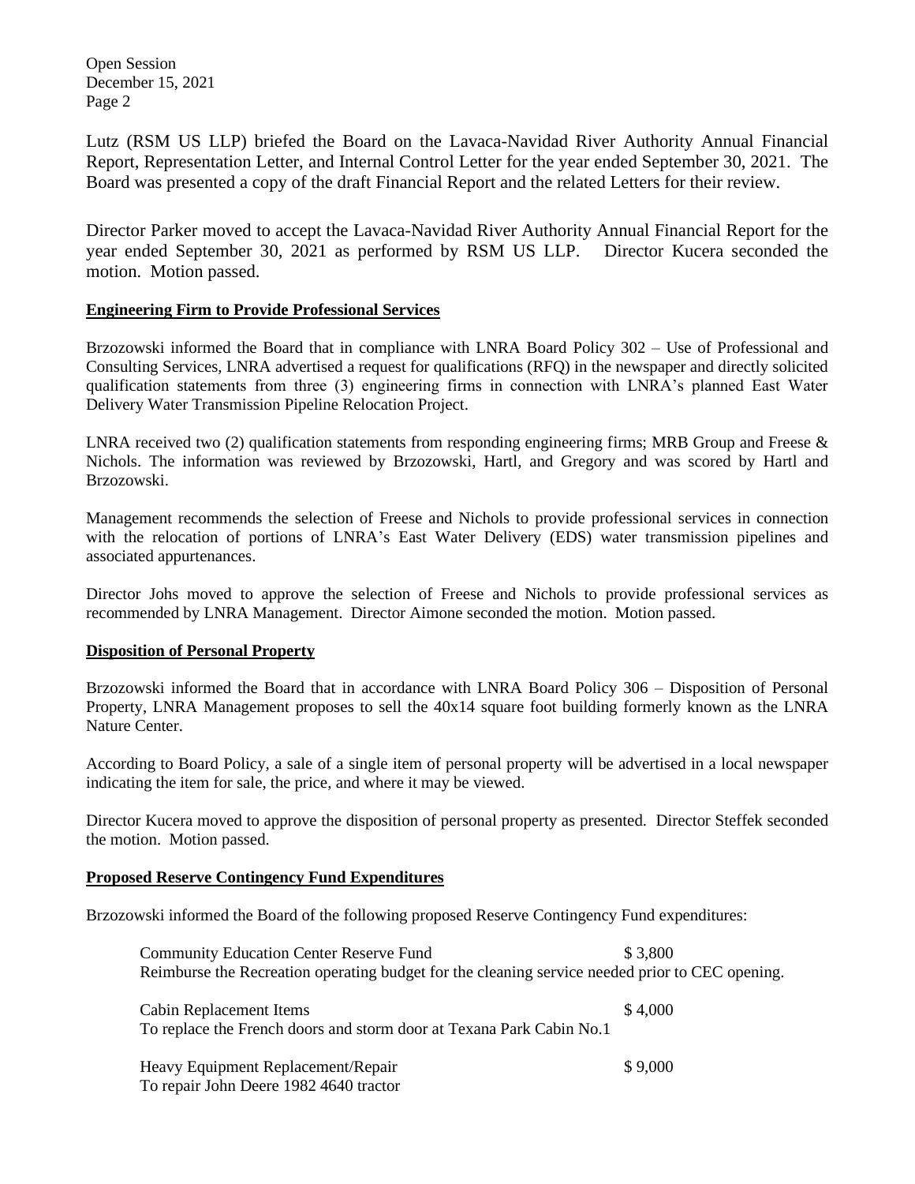Lutz (RSM US LLP) briefed the Board on the Lavaca-Navidad River Authority Annual Financial Report, Representation Letter, and Internal Control Letter for the year ended September 30, 2021. The Board was presented a copy of the draft Financial Report and the related Letters for their review.

Director Parker moved to accept the Lavaca-Navidad River Authority Annual Financial Report for the year ended September 30, 2021 as performed by RSM US LLP. Director Kucera seconded the motion. Motion passed.

**Engineering Firm to Provide Professional Services**

Brzozowski informed the Board that in compliance with LNRA Board Policy 302 – Use of Professional and Consulting Services, LNRA advertised a request for qualifications (RFQ) in the newspaper and directly solicited qualification statements from three (3) engineering firms in connection with LNRA's planned East Water Delivery Water Transmission Pipeline Relocation Project.

LNRA received two (2) qualification statements from responding engineering firms; MRB Group and Freese & Nichols. The information was reviewed by Brzozowski, Hartl, and Gregory and was scored by Hartl and Brzozowski.

Management recommends the selection of Freese and Nichols to provide professional services in connection with the relocation of portions of LNRA's East Water Delivery (EDS) water transmission pipelines and associated appurtenances.

Director Johs moved to approve the selection of Freese and Nichols to provide professional services as recommended by LNRA Management. Director Aimone seconded the motion. Motion passed.

**Disposition of Personal Property**

Brzozowski informed the Board that in accordance with LNRA Board Policy 306 – Disposition of Personal Property, LNRA Management proposes to sell the 40x14 square foot building formerly known as the LNRA Nature Center.

According to Board Policy, a sale of a single item of personal property will be advertised in a local newspaper indicating the item for sale, the price, and where it may be viewed.

Director Kucera moved to approve the disposition of personal property as presented. Director Steffek seconded the motion. Motion passed.

**Proposed Reserve Contingency Fund Expenditures**

Brzozowski informed the Board of the following proposed Reserve Contingency Fund expenditures:

Community Education Center Reserve Fund — $ 3,800
Reimburse the Recreation operating budget for the cleaning service needed prior to CEC opening.

Cabin Replacement Items — $ 4,000
To replace the French doors and storm door at Texana Park Cabin No.1

Heavy Equipment Replacement/Repair — $ 9,000
To repair John Deere 1982 4640 tractor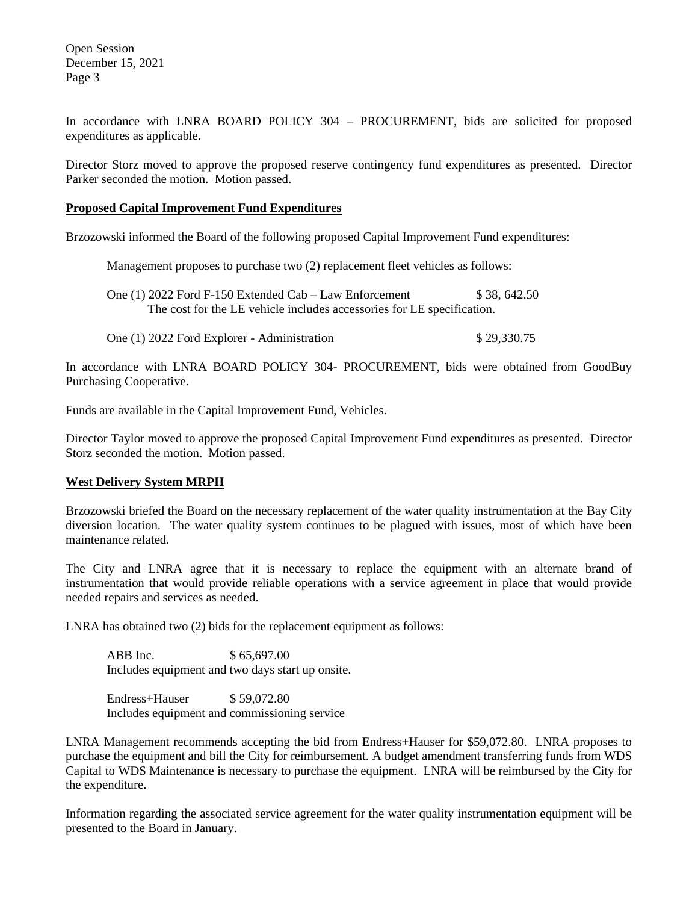In accordance with LNRA BOARD POLICY 304 – PROCUREMENT, bids are solicited for proposed expenditures as applicable.

Director Storz moved to approve the proposed reserve contingency fund expenditures as presented. Director Parker seconded the motion. Motion passed.

**Proposed Capital Improvement Fund Expenditures**

Brzozowski informed the Board of the following proposed Capital Improvement Fund expenditures:

Management proposes to purchase two (2) replacement fleet vehicles as follows:

One (1) 2022 Ford F-150 Extended Cab – Law Enforcement $ 38, 642.50
The cost for the LE vehicle includes accessories for LE specification.

One (1) 2022 Ford Explorer - Administration $ 29,330.75

In accordance with LNRA BOARD POLICY 304- PROCUREMENT, bids were obtained from GoodBuy Purchasing Cooperative.

Funds are available in the Capital Improvement Fund, Vehicles.

Director Taylor moved to approve the proposed Capital Improvement Fund expenditures as presented. Director Storz seconded the motion. Motion passed.

**West Delivery System MRPII**

Brzozowski briefed the Board on the necessary replacement of the water quality instrumentation at the Bay City diversion location. The water quality system continues to be plagued with issues, most of which have been maintenance related.

The City and LNRA agree that it is necessary to replace the equipment with an alternate brand of instrumentation that would provide reliable operations with a service agreement in place that would provide needed repairs and services as needed.

LNRA has obtained two (2) bids for the replacement equipment as follows:

ABB Inc. $ 65,697.00
Includes equipment and two days start up onsite.

Endress+Hauser $ 59,072.80
Includes equipment and commissioning service

LNRA Management recommends accepting the bid from Endress+Hauser for $59,072.80. LNRA proposes to purchase the equipment and bill the City for reimbursement. A budget amendment transferring funds from WDS Capital to WDS Maintenance is necessary to purchase the equipment. LNRA will be reimbursed by the City for the expenditure.

Information regarding the associated service agreement for the water quality instrumentation equipment will be presented to the Board in January.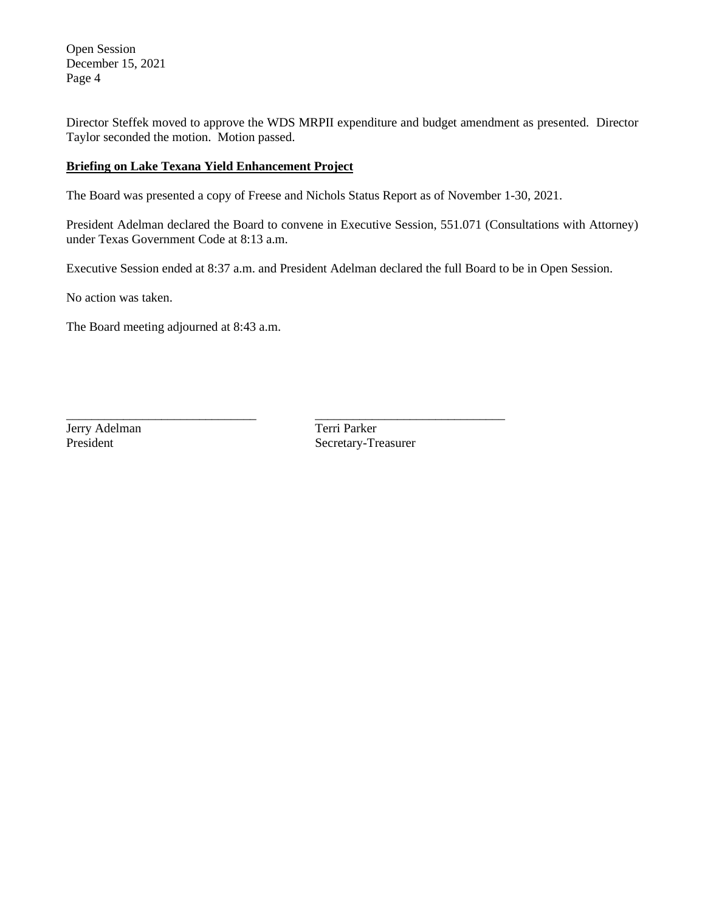Director Steffek moved to approve the WDS MRPII expenditure and budget amendment as presented. Director Taylor seconded the motion. Motion passed.

**Briefing on Lake Texana Yield Enhancement Project**

The Board was presented a copy of Freese and Nichols Status Report as of November 1-30, 2021.

President Adelman declared the Board to convene in Executive Session, 551.071 (Consultations with Attorney) under Texas Government Code at 8:13 a.m.

Executive Session ended at 8:37 a.m. and President Adelman declared the full Board to be in Open Session.

No action was taken.

The Board meeting adjourned at 8:43 a.m.

| | |
|---|---|
| \_\_\_\_\_\_\_\_\_\_\_\_\_\_\_\_\_\_\_\_\_\_\_\_\_\_\_\_\_\_ | \_\_\_\_\_\_\_\_\_\_\_\_\_\_\_\_\_\_\_\_\_\_\_\_\_\_\_\_\_\_ |
| Jerry Adelman | Terri Parker |
| President | Secretary-Treasurer |